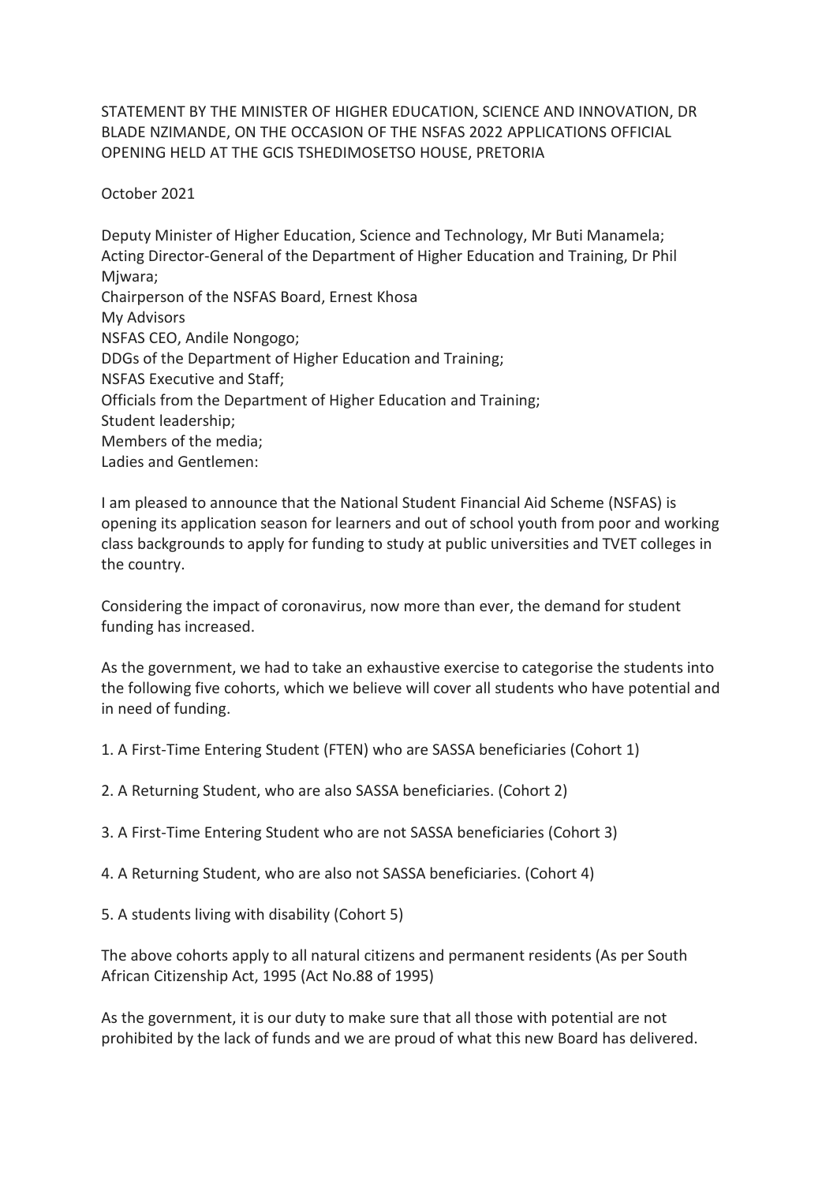STATEMENT BY THE MINISTER OF HIGHER EDUCATION, SCIENCE AND INNOVATION, DR BLADE NZIMANDE, ON THE OCCASION OF THE NSFAS 2022 APPLICATIONS OFFICIAL OPENING HELD AT THE GCIS TSHEDIMOSETSO HOUSE, PRETORIA

October 2021

Deputy Minister of Higher Education, Science and Technology, Mr Buti Manamela;
Acting Director-General of the Department of Higher Education and Training, Dr Phil Mjwara;
Chairperson of the NSFAS Board, Ernest Khosa
My Advisors
NSFAS CEO, Andile Nongogo;
DDGs of the Department of Higher Education and Training;
NSFAS Executive and Staff;
Officials from the Department of Higher Education and Training;
Student leadership;
Members of the media;
Ladies and Gentlemen:

I am pleased to announce that the National Student Financial Aid Scheme (NSFAS) is opening its application season for learners and out of school youth from poor and working class backgrounds to apply for funding to study at public universities and TVET colleges in the country.

Considering the impact of coronavirus, now more than ever, the demand for student funding has increased.

As the government, we had to take an exhaustive exercise to categorise the students into the following five cohorts, which we believe will cover all students who have potential and in need of funding.

1. A First-Time Entering Student (FTEN) who are SASSA beneficiaries (Cohort 1)

2. A Returning Student, who are also SASSA beneficiaries. (Cohort 2)

3. A First-Time Entering Student who are not SASSA beneficiaries (Cohort 3)

4. A Returning Student, who are also not SASSA beneficiaries. (Cohort 4)

5. A students living with disability (Cohort 5)

The above cohorts apply to all natural citizens and permanent residents (As per South African Citizenship Act, 1995 (Act No.88 of 1995)

As the government, it is our duty to make sure that all those with potential are not prohibited by the lack of funds and we are proud of what this new Board has delivered.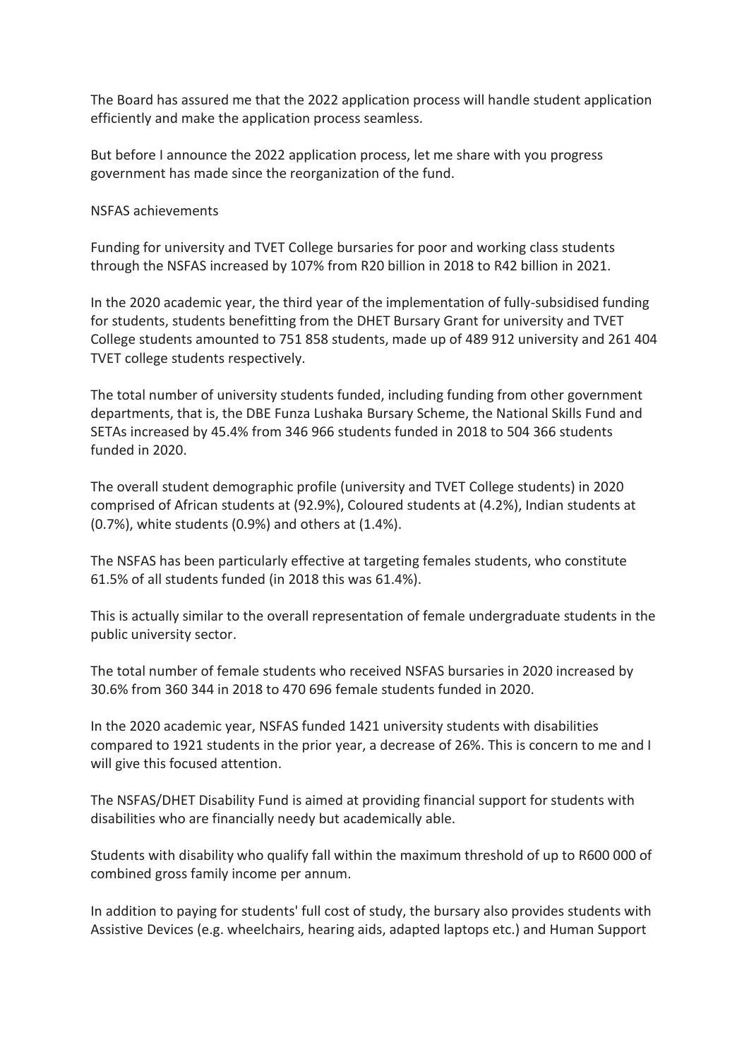The Board has assured me that the 2022 application process will handle student application efficiently and make the application process seamless.

But before I announce the 2022 application process, let me share with you progress government has made since the reorganization of the fund.

## NSFAS achievements

Funding for university and TVET College bursaries for poor and working class students through the NSFAS increased by 107% from R20 billion in 2018 to R42 billion in 2021.

In the 2020 academic year, the third year of the implementation of fully-subsidised funding for students, students benefitting from the DHET Bursary Grant for university and TVET College students amounted to 751 858 students, made up of 489 912 university and 261 404 TVET college students respectively.

The total number of university students funded, including funding from other government departments, that is, the DBE Funza Lushaka Bursary Scheme, the National Skills Fund and SETAs increased by 45.4% from 346 966 students funded in 2018 to 504 366 students funded in 2020.

The overall student demographic profile (university and TVET College students) in 2020 comprised of African students at (92.9%), Coloured students at (4.2%), Indian students at (0.7%), white students (0.9%) and others at (1.4%).

The NSFAS has been particularly effective at targeting females students, who constitute 61.5% of all students funded (in 2018 this was 61.4%).

This is actually similar to the overall representation of female undergraduate students in the public university sector.

The total number of female students who received NSFAS bursaries in 2020 increased by 30.6% from 360 344 in 2018 to 470 696 female students funded in 2020.

In the 2020 academic year, NSFAS funded 1421 university students with disabilities compared to 1921 students in the prior year, a decrease of 26%. This is concern to me and I will give this focused attention.

The NSFAS/DHET Disability Fund is aimed at providing financial support for students with disabilities who are financially needy but academically able.

Students with disability who qualify fall within the maximum threshold of up to R600 000 of combined gross family income per annum.

In addition to paying for students' full cost of study, the bursary also provides students with Assistive Devices (e.g. wheelchairs, hearing aids, adapted laptops etc.) and Human Support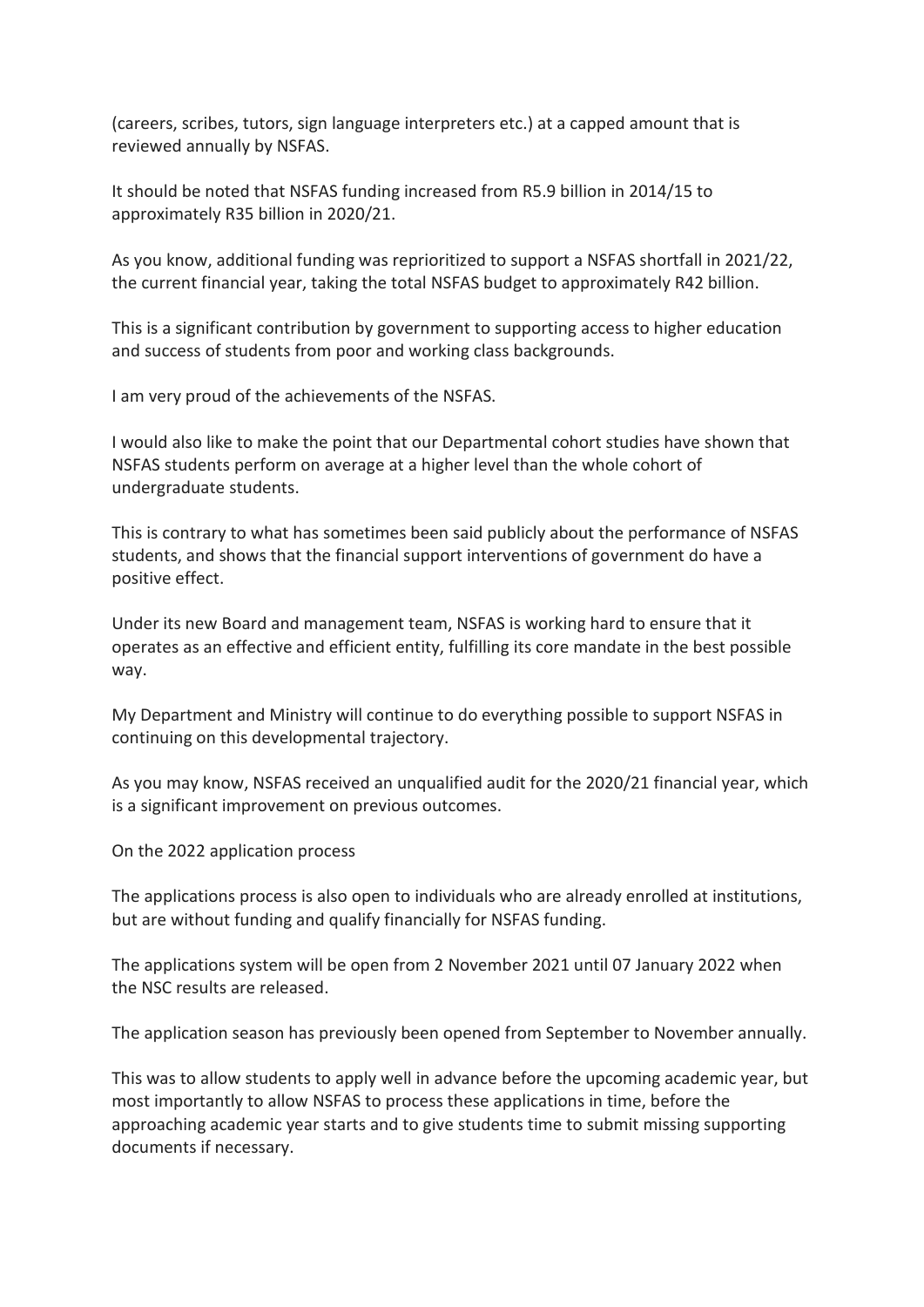(careers, scribes, tutors, sign language interpreters etc.) at a capped amount that is reviewed annually by NSFAS.

It should be noted that NSFAS funding increased from R5.9 billion in 2014/15 to approximately R35 billion in 2020/21.

As you know, additional funding was reprioritized to support a NSFAS shortfall in 2021/22, the current financial year, taking the total NSFAS budget to approximately R42 billion.

This is a significant contribution by government to supporting access to higher education and success of students from poor and working class backgrounds.

I am very proud of the achievements of the NSFAS.

I would also like to make the point that our Departmental cohort studies have shown that NSFAS students perform on average at a higher level than the whole cohort of undergraduate students.

This is contrary to what has sometimes been said publicly about the performance of NSFAS students, and shows that the financial support interventions of government do have a positive effect.

Under its new Board and management team, NSFAS is working hard to ensure that it operates as an effective and efficient entity, fulfilling its core mandate in the best possible way.

My Department and Ministry will continue to do everything possible to support NSFAS in continuing on this developmental trajectory.

As you may know, NSFAS received an unqualified audit for the 2020/21 financial year, which is a significant improvement on previous outcomes.

On the 2022 application process

The applications process is also open to individuals who are already enrolled at institutions, but are without funding and qualify financially for NSFAS funding.

The applications system will be open from 2 November 2021 until 07 January 2022 when the NSC results are released.

The application season has previously been opened from September to November annually.

This was to allow students to apply well in advance before the upcoming academic year, but most importantly to allow NSFAS to process these applications in time, before the approaching academic year starts and to give students time to submit missing supporting documents if necessary.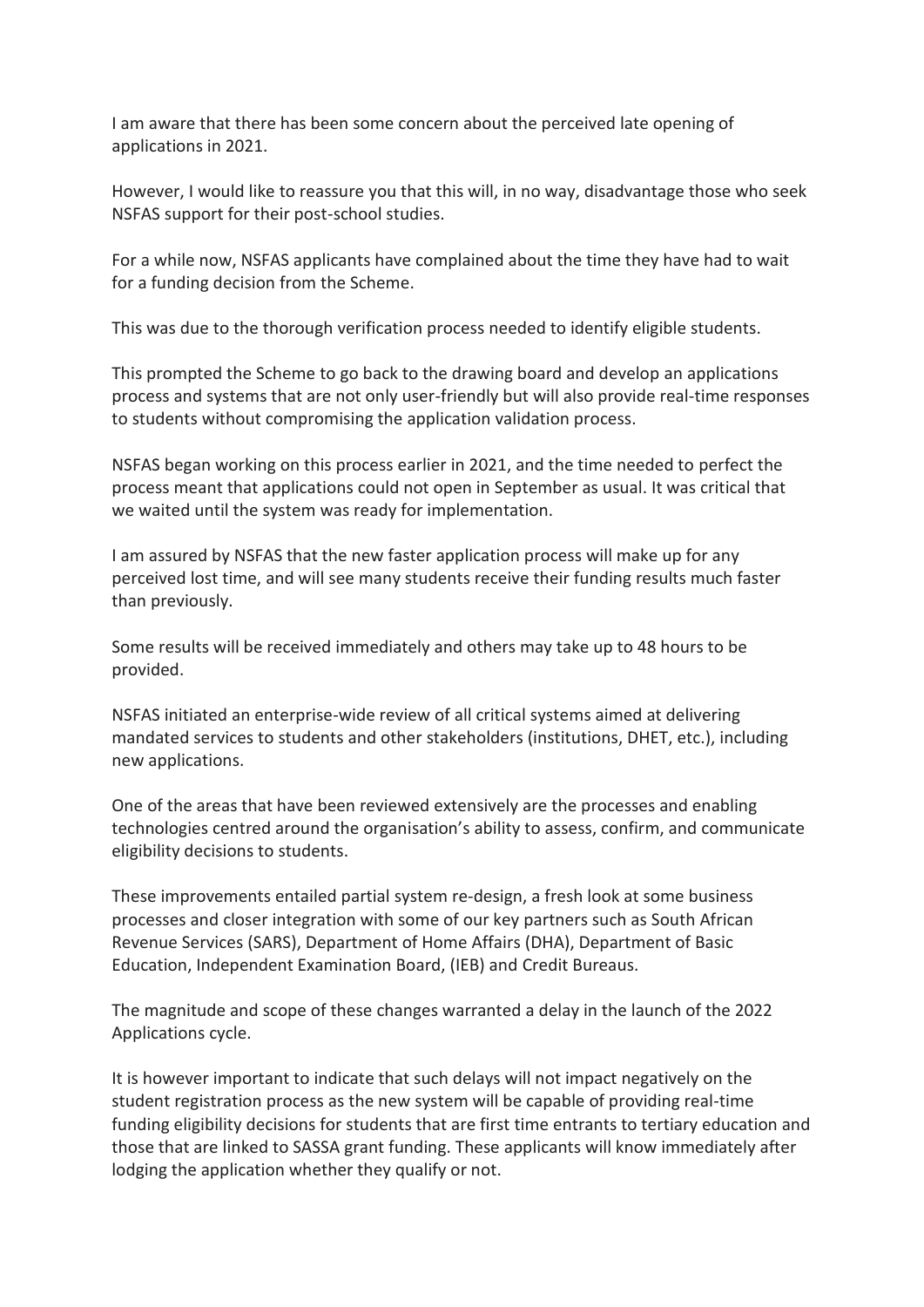I am aware that there has been some concern about the perceived late opening of applications in 2021.

However, I would like to reassure you that this will, in no way, disadvantage those who seek NSFAS support for their post-school studies.

For a while now, NSFAS applicants have complained about the time they have had to wait for a funding decision from the Scheme.

This was due to the thorough verification process needed to identify eligible students.

This prompted the Scheme to go back to the drawing board and develop an applications process and systems that are not only user-friendly but will also provide real-time responses to students without compromising the application validation process.

NSFAS began working on this process earlier in 2021, and the time needed to perfect the process meant that applications could not open in September as usual. It was critical that we waited until the system was ready for implementation.

I am assured by NSFAS that the new faster application process will make up for any perceived lost time, and will see many students receive their funding results much faster than previously.

Some results will be received immediately and others may take up to 48 hours to be provided.

NSFAS initiated an enterprise-wide review of all critical systems aimed at delivering mandated services to students and other stakeholders (institutions, DHET, etc.), including new applications.

One of the areas that have been reviewed extensively are the processes and enabling technologies centred around the organisation's ability to assess, confirm, and communicate eligibility decisions to students.

These improvements entailed partial system re-design, a fresh look at some business processes and closer integration with some of our key partners such as South African Revenue Services (SARS), Department of Home Affairs (DHA), Department of Basic Education, Independent Examination Board, (IEB) and Credit Bureaus.

The magnitude and scope of these changes warranted a delay in the launch of the 2022 Applications cycle.

It is however important to indicate that such delays will not impact negatively on the student registration process as the new system will be capable of providing real-time funding eligibility decisions for students that are first time entrants to tertiary education and those that are linked to SASSA grant funding. These applicants will know immediately after lodging the application whether they qualify or not.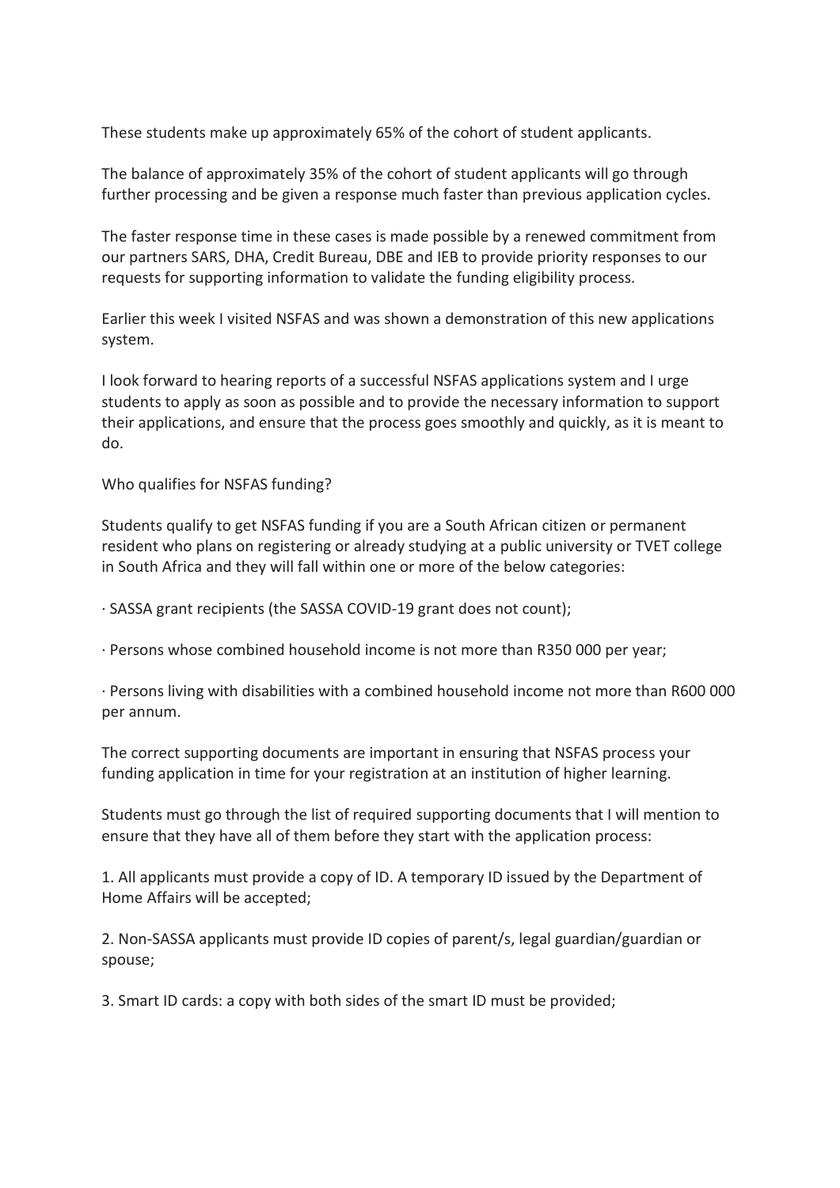These students make up approximately 65% of the cohort of student applicants.

The balance of approximately 35% of the cohort of student applicants will go through further processing and be given a response much faster than previous application cycles.

The faster response time in these cases is made possible by a renewed commitment from our partners SARS, DHA, Credit Bureau, DBE and IEB to provide priority responses to our requests for supporting information to validate the funding eligibility process.

Earlier this week I visited NSFAS and was shown a demonstration of this new applications system.

I look forward to hearing reports of a successful NSFAS applications system and I urge students to apply as soon as possible and to provide the necessary information to support their applications, and ensure that the process goes smoothly and quickly, as it is meant to do.

Who qualifies for NSFAS funding?

Students qualify to get NSFAS funding if you are a South African citizen or permanent resident who plans on registering or already studying at a public university or TVET college in South Africa and they will fall within one or more of the below categories:

· SASSA grant recipients (the SASSA COVID-19 grant does not count);

· Persons whose combined household income is not more than R350 000 per year;

· Persons living with disabilities with a combined household income not more than R600 000 per annum.

The correct supporting documents are important in ensuring that NSFAS process your funding application in time for your registration at an institution of higher learning.

Students must go through the list of required supporting documents that I will mention to ensure that they have all of them before they start with the application process:

1. All applicants must provide a copy of ID. A temporary ID issued by the Department of Home Affairs will be accepted;

2. Non-SASSA applicants must provide ID copies of parent/s, legal guardian/guardian or spouse;

3. Smart ID cards: a copy with both sides of the smart ID must be provided;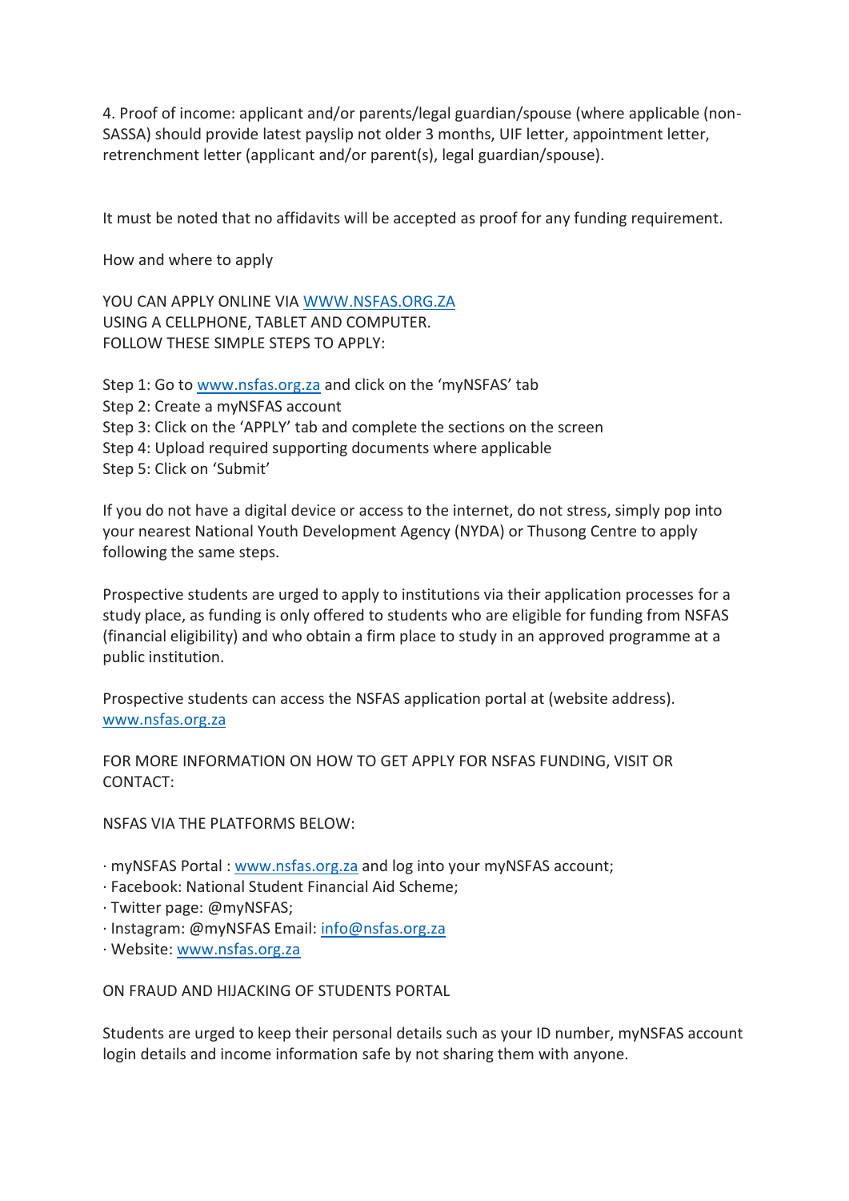4. Proof of income: applicant and/or parents/legal guardian/spouse (where applicable (non-SASSA) should provide latest payslip not older 3 months, UIF letter, appointment letter, retrenchment letter (applicant and/or parent(s), legal guardian/spouse).

It must be noted that no affidavits will be accepted as proof for any funding requirement.

How and where to apply

YOU CAN APPLY ONLINE VIA [WWW.NSFAS.ORG.ZA](http://WWW.NSFAS.ORG.ZA)
USING A CELLPHONE, TABLET AND COMPUTER.
FOLLOW THESE SIMPLE STEPS TO APPLY:

Step 1: Go to [www.nsfas.org.za](http://www.nsfas.org.za) and click on the 'myNSFAS' tab
Step 2: Create a myNSFAS account
Step 3: Click on the 'APPLY' tab and complete the sections on the screen
Step 4: Upload required supporting documents where applicable
Step 5: Click on 'Submit'

If you do not have a digital device or access to the internet, do not stress, simply pop into your nearest National Youth Development Agency (NYDA) or Thusong Centre to apply following the same steps.

Prospective students are urged to apply to institutions via their application processes for a study place, as funding is only offered to students who are eligible for funding from NSFAS (financial eligibility) and who obtain a firm place to study in an approved programme at a public institution.

Prospective students can access the NSFAS application portal at (website address).
[www.nsfas.org.za](http://www.nsfas.org.za)

FOR MORE INFORMATION ON HOW TO GET APPLY FOR NSFAS FUNDING, VISIT OR CONTACT:

NSFAS VIA THE PLATFORMS BELOW:

- myNSFAS Portal : [www.nsfas.org.za](http://www.nsfas.org.za) and log into your myNSFAS account;
- Facebook: National Student Financial Aid Scheme;
- Twitter page: @myNSFAS;
- Instagram: @myNSFAS Email: [info@nsfas.org.za](mailto:info@nsfas.org.za)
- Website: [www.nsfas.org.za](http://www.nsfas.org.za)

ON FRAUD AND HIJACKING OF STUDENTS PORTAL

Students are urged to keep their personal details such as your ID number, myNSFAS account login details and income information safe by not sharing them with anyone.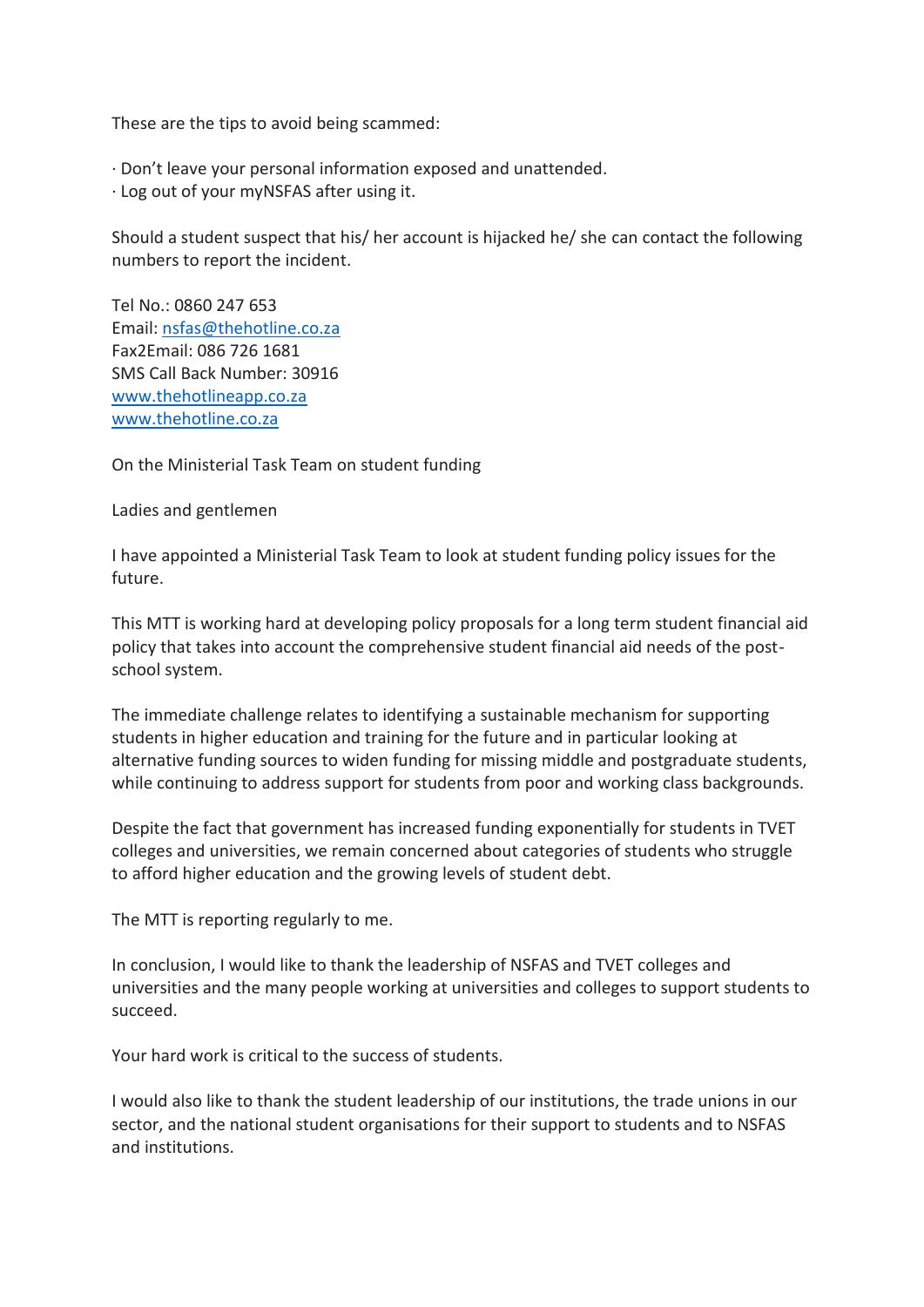These are the tips to avoid being scammed:

- Don't leave your personal information exposed and unattended.
- Log out of your myNSFAS after using it.

Should a student suspect that his/ her account is hijacked he/ she can contact the following numbers to report the incident.

Tel No.: 0860 247 653
Email: nsfas@thehotline.co.za
Fax2Email: 086 726 1681
SMS Call Back Number: 30916
www.thehotlineapp.co.za
www.thehotline.co.za

On the Ministerial Task Team on student funding

Ladies and gentlemen

I have appointed a Ministerial Task Team to look at student funding policy issues for the future.

This MTT is working hard at developing policy proposals for a long term student financial aid policy that takes into account the comprehensive student financial aid needs of the post-school system.

The immediate challenge relates to identifying a sustainable mechanism for supporting students in higher education and training for the future and in particular looking at alternative funding sources to widen funding for missing middle and postgraduate students, while continuing to address support for students from poor and working class backgrounds.

Despite the fact that government has increased funding exponentially for students in TVET colleges and universities, we remain concerned about categories of students who struggle to afford higher education and the growing levels of student debt.

The MTT is reporting regularly to me.

In conclusion, I would like to thank the leadership of NSFAS and TVET colleges and universities and the many people working at universities and colleges to support students to succeed.

Your hard work is critical to the success of students.

I would also like to thank the student leadership of our institutions, the trade unions in our sector, and the national student organisations for their support to students and to NSFAS and institutions.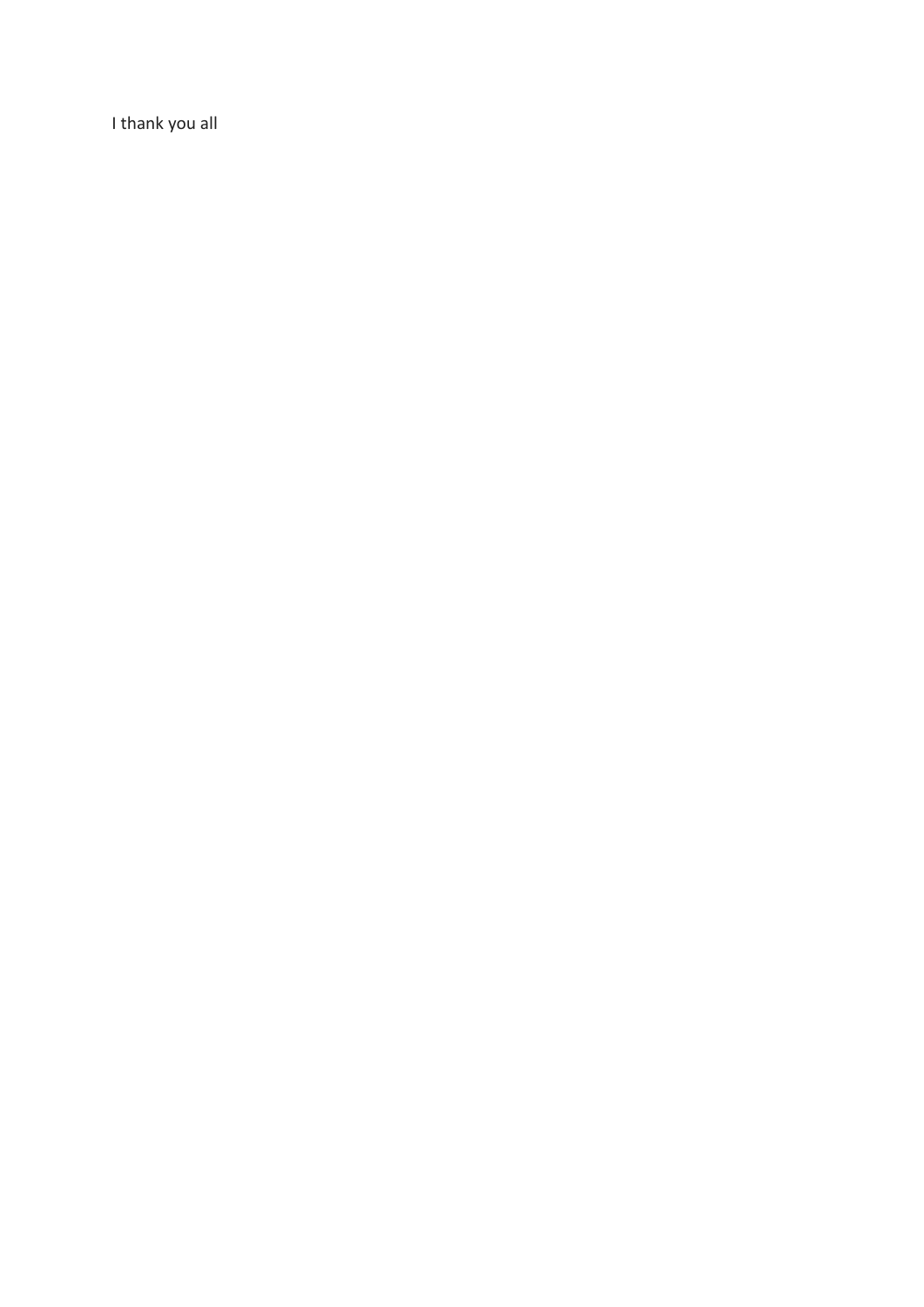I thank you all